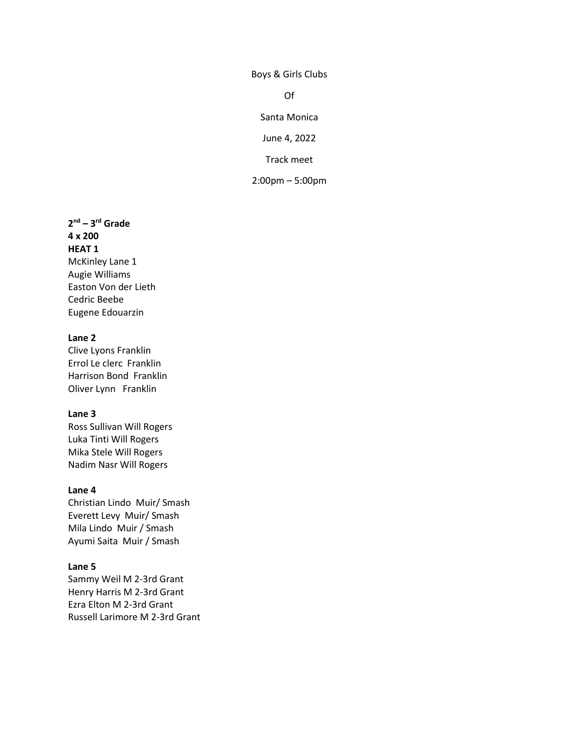Boys & Girls Clubs

Of

Santa Monica

June 4, 2022

Track meet

2:00pm – 5:00pm

**2nd – 3rd Grade**
**4 x 200**
**HEAT 1**
McKinley Lane 1
Augie Williams
Easton Von der Lieth
Cedric Beebe
Eugene Edouarzin

**Lane 2**
Clive Lyons Franklin
Errol Le clerc Franklin
Harrison Bond Franklin
Oliver Lynn Franklin

**Lane 3**
Ross Sullivan Will Rogers
Luka Tinti Will Rogers
Mika Stele Will Rogers
Nadim Nasr Will Rogers

**Lane 4**
Christian Lindo Muir/ Smash
Everett Levy Muir/ Smash
Mila Lindo Muir / Smash
Ayumi Saita Muir / Smash

**Lane 5**
Sammy Weil M 2-3rd Grant
Henry Harris M 2-3rd Grant
Ezra Elton M 2-3rd Grant
Russell Larimore M 2-3rd Grant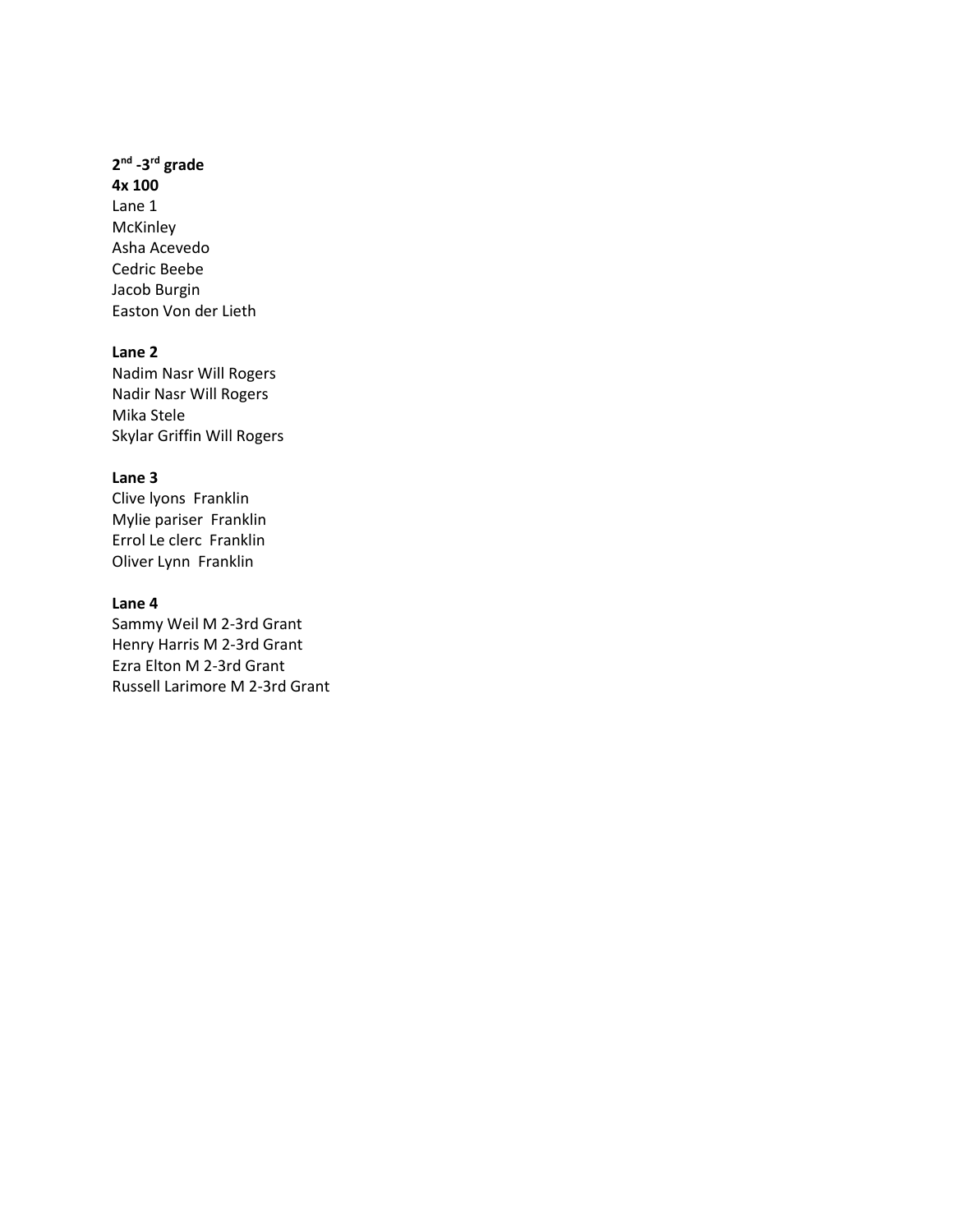**2nd -3rd grade**
**4x 100**
Lane 1
McKinley
Asha Acevedo
Cedric Beebe
Jacob Burgin
Easton Von der Lieth

**Lane 2**
Nadim Nasr Will Rogers
Nadir Nasr Will Rogers
Mika Stele
Skylar Griffin Will Rogers

**Lane 3**
Clive lyons Franklin
Mylie pariser Franklin
Errol Le clerc Franklin
Oliver Lynn Franklin

**Lane 4**
Sammy Weil M 2-3rd Grant
Henry Harris M 2-3rd Grant
Ezra Elton M 2-3rd Grant
Russell Larimore M 2-3rd Grant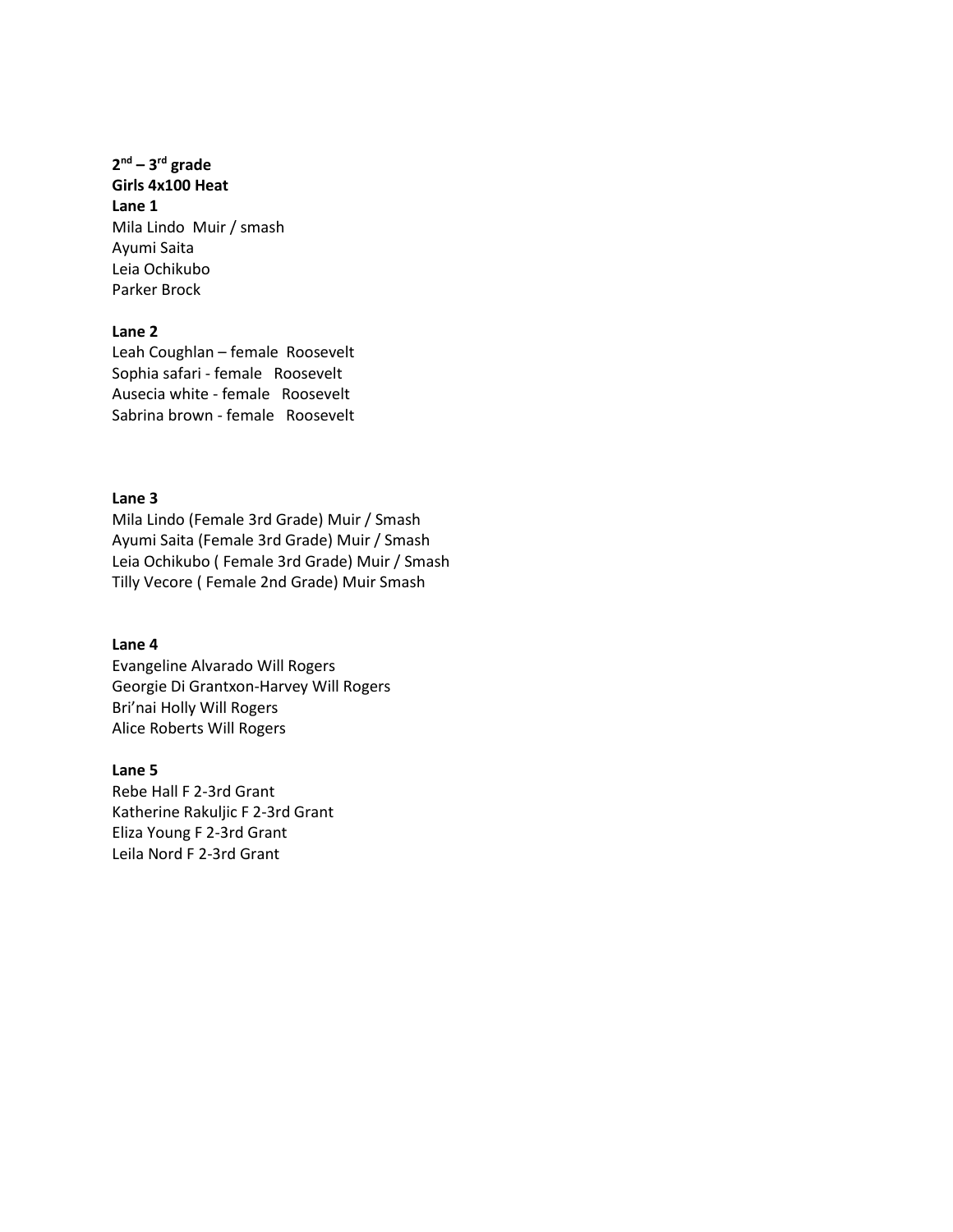**2nd – 3rd grade**
**Girls 4x100 Heat**
**Lane 1**
Mila Lindo  Muir / smash
Ayumi Saita
Leia Ochikubo
Parker Brock

**Lane 2**
Leah Coughlan – female  Roosevelt
Sophia safari - female   Roosevelt
Ausecia white - female   Roosevelt
Sabrina brown - female   Roosevelt

**Lane 3**
Mila Lindo (Female 3rd Grade) Muir / Smash
Ayumi Saita (Female 3rd Grade) Muir / Smash
Leia Ochikubo ( Female 3rd Grade) Muir / Smash
Tilly Vecore ( Female 2nd Grade) Muir Smash

**Lane 4**
Evangeline Alvarado Will Rogers
Georgie Di Grantxon-Harvey Will Rogers
Bri'nai Holly Will Rogers
Alice Roberts Will Rogers

**Lane 5**
Rebe Hall F 2-3rd Grant
Katherine Rakuljic F 2-3rd Grant
Eliza Young F 2-3rd Grant
Leila Nord F 2-3rd Grant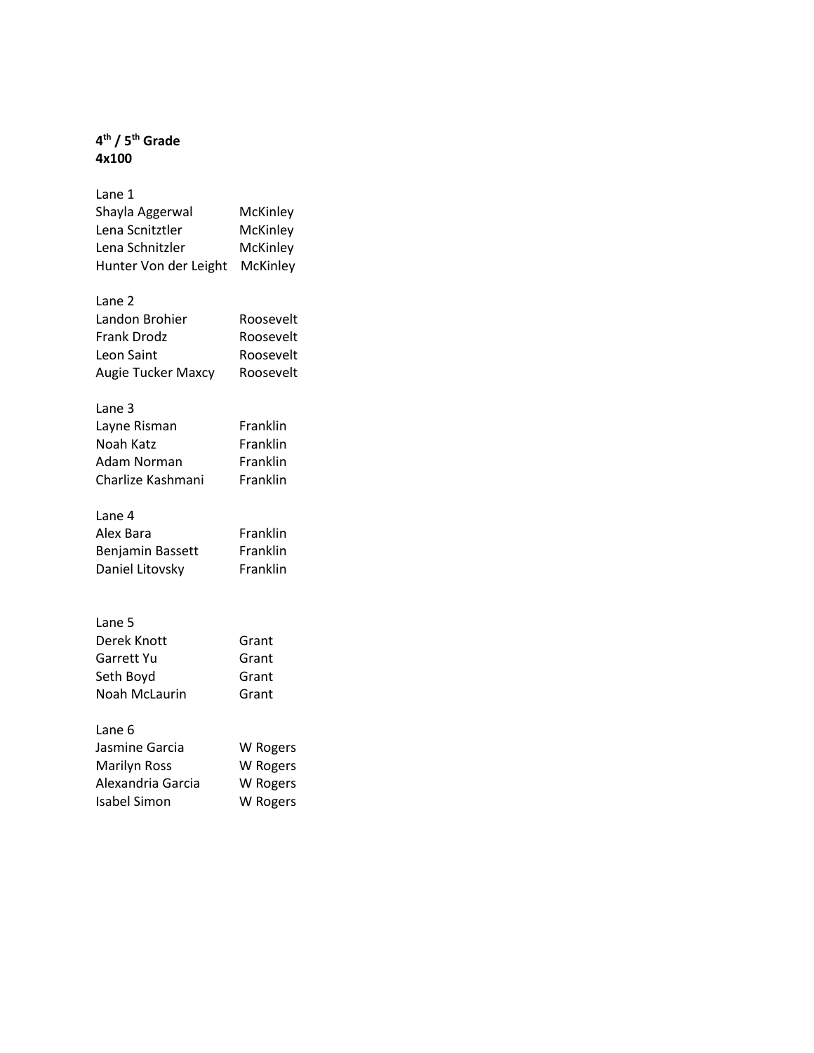**4th / 5th Grade**
**4x100**

Lane 1

| | |
|---|---|
| Shayla Aggerwal | McKinley |
| Lena Scnitztler | McKinley |
| Lena Schnitzler | McKinley |
| Hunter Von der Leight | McKinley |

Lane 2

| | |
|---|---|
| Landon Brohier | Roosevelt |
| Frank Drodz | Roosevelt |
| Leon Saint | Roosevelt |
| Augie Tucker Maxcy | Roosevelt |

Lane 3

| | |
|---|---|
| Layne Risman | Franklin |
| Noah Katz | Franklin |
| Adam Norman | Franklin |
| Charlize Kashmani | Franklin |

Lane 4

| | |
|---|---|
| Alex Bara | Franklin |
| Benjamin Bassett | Franklin |
| Daniel Litovsky | Franklin |

Lane 5

| | |
|---|---|
| Derek Knott | Grant |
| Garrett Yu | Grant |
| Seth Boyd | Grant |
| Noah McLaurin | Grant |

Lane 6

| | |
|---|---|
| Jasmine Garcia | W Rogers |
| Marilyn Ross | W Rogers |
| Alexandria Garcia | W Rogers |
| Isabel Simon | W Rogers |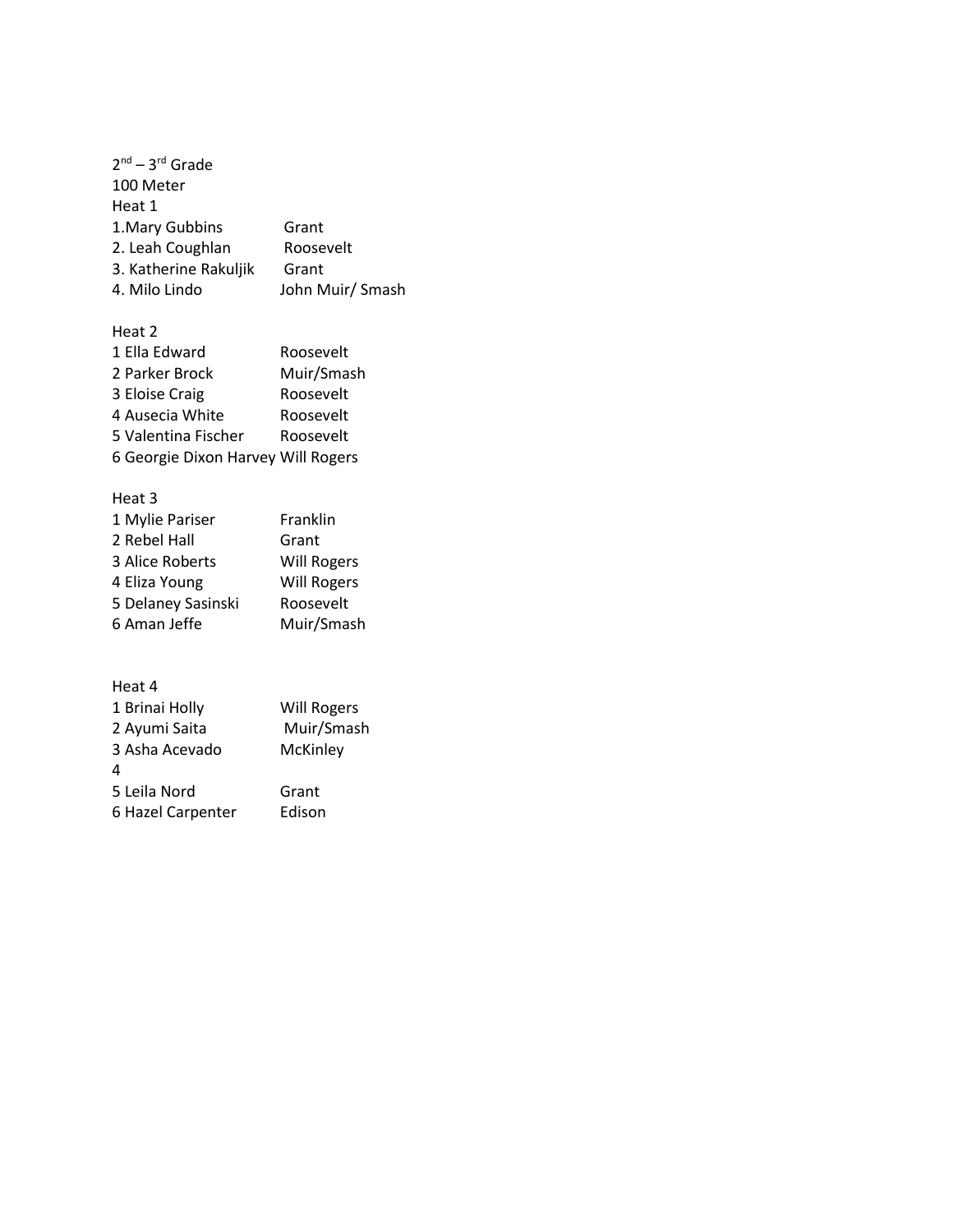$2^{nd}$ – $3^{rd}$ Grade

100 Meter

Heat 1

| | |
|---|---|
| 1.Mary Gubbins | Grant |
| 2. Leah Coughlan | Roosevelt |
| 3. Katherine Rakuljik | Grant |
| 4. Milo Lindo | John Muir/ Smash |

Heat 2

| | |
|---|---|
| 1 Ella Edward | Roosevelt |
| 2 Parker Brock | Muir/Smash |
| 3 Eloise Craig | Roosevelt |
| 4 Ausecia White | Roosevelt |
| 5 Valentina Fischer | Roosevelt |
| 6 Georgie Dixon Harvey | Will Rogers |

Heat 3

| | |
|---|---|
| 1 Mylie Pariser | Franklin |
| 2 Rebel Hall | Grant |
| 3 Alice Roberts | Will Rogers |
| 4 Eliza Young | Will Rogers |
| 5 Delaney Sasinski | Roosevelt |
| 6 Aman Jeffe | Muir/Smash |

Heat 4

| | |
|---|---|
| 1 Brinai Holly | Will Rogers |
| 2 Ayumi Saita | Muir/Smash |
| 3 Asha Acevado | McKinley |
| 4 | |
| 5 Leila Nord | Grant |
| 6 Hazel Carpenter | Edison |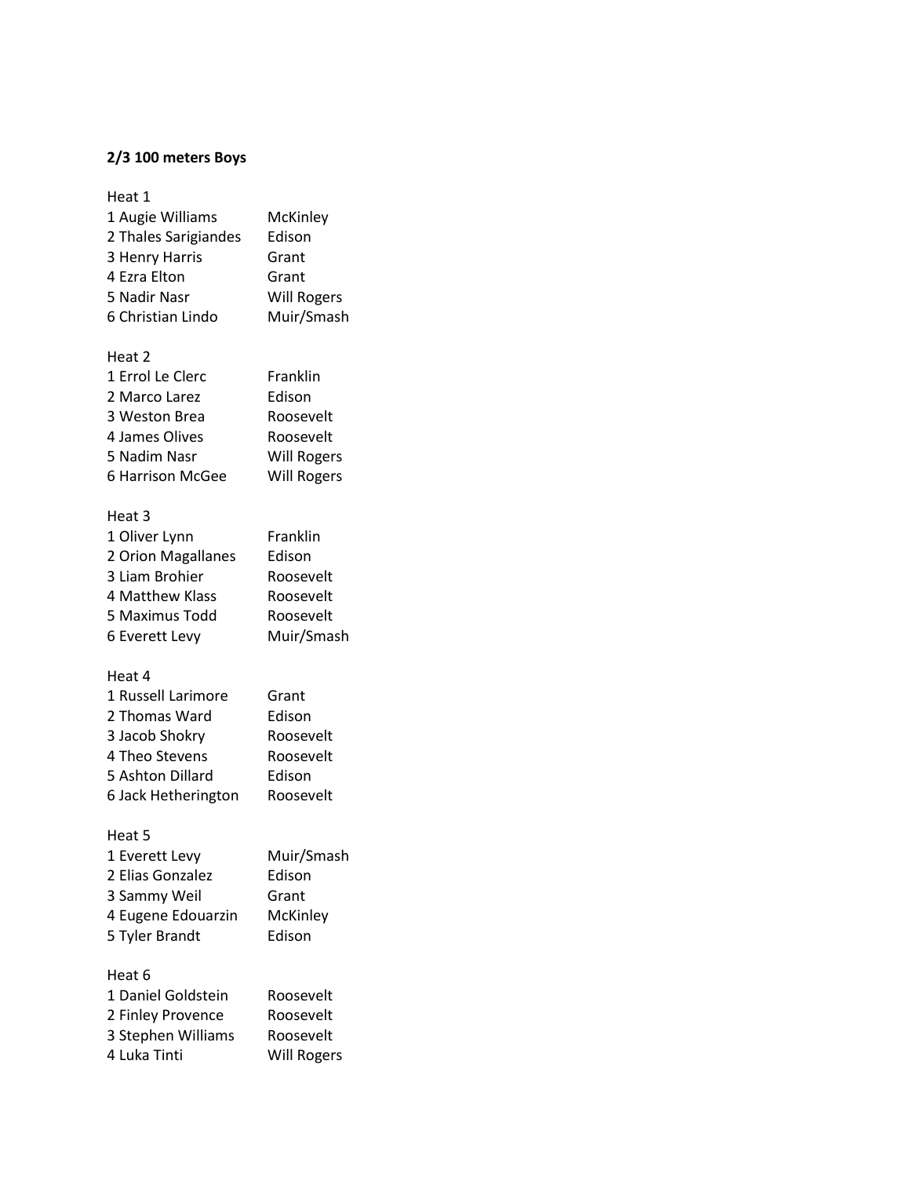**2/3 100 meters Boys**

Heat 1

| | Name | School |
|---|---|---|
| 1 | Augie Williams | McKinley |
| 2 | Thales Sarigiandes | Edison |
| 3 | Henry Harris | Grant |
| 4 | Ezra Elton | Grant |
| 5 | Nadir Nasr | Will Rogers |
| 6 | Christian Lindo | Muir/Smash |

Heat 2

| | Name | School |
|---|---|---|
| 1 | Errol Le Clerc | Franklin |
| 2 | Marco Larez | Edison |
| 3 | Weston Brea | Roosevelt |
| 4 | James Olives | Roosevelt |
| 5 | Nadim Nasr | Will Rogers |
| 6 | Harrison McGee | Will Rogers |

Heat 3

| | Name | School |
|---|---|---|
| 1 | Oliver Lynn | Franklin |
| 2 | Orion Magallanes | Edison |
| 3 | Liam Brohier | Roosevelt |
| 4 | Matthew Klass | Roosevelt |
| 5 | Maximus Todd | Roosevelt |
| 6 | Everett Levy | Muir/Smash |

Heat 4

| | Name | School |
|---|---|---|
| 1 | Russell Larimore | Grant |
| 2 | Thomas Ward | Edison |
| 3 | Jacob Shokry | Roosevelt |
| 4 | Theo Stevens | Roosevelt |
| 5 | Ashton Dillard | Edison |
| 6 | Jack Hetherington | Roosevelt |

Heat 5

| | Name | School |
|---|---|---|
| 1 | Everett Levy | Muir/Smash |
| 2 | Elias Gonzalez | Edison |
| 3 | Sammy Weil | Grant |
| 4 | Eugene Edouarzin | McKinley |
| 5 | Tyler Brandt | Edison |

Heat 6

| | Name | School |
|---|---|---|
| 1 | Daniel Goldstein | Roosevelt |
| 2 | Finley Provence | Roosevelt |
| 3 | Stephen Williams | Roosevelt |
| 4 | Luka Tinti | Will Rogers |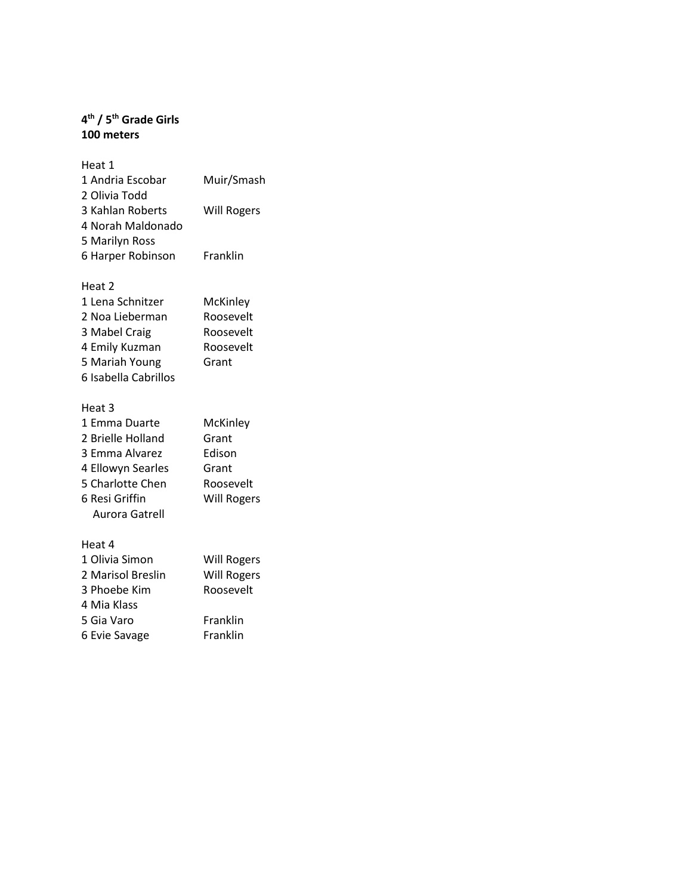**4th / 5th Grade Girls**
**100 meters**

Heat 1

| | |
|---|---|
| 1 Andria Escobar | Muir/Smash |
| 2 Olivia Todd | |
| 3 Kahlan Roberts | Will Rogers |
| 4 Norah Maldonado | |
| 5 Marilyn Ross | |
| 6 Harper Robinson | Franklin |

Heat 2

| | |
|---|---|
| 1 Lena Schnitzer | McKinley |
| 2 Noa Lieberman | Roosevelt |
| 3 Mabel Craig | Roosevelt |
| 4 Emily Kuzman | Roosevelt |
| 5 Mariah Young | Grant |
| 6 Isabella Cabrillos | |

Heat 3

| | |
|---|---|
| 1 Emma Duarte | McKinley |
| 2 Brielle Holland | Grant |
| 3 Emma Alvarez | Edison |
| 4 Ellowyn Searles | Grant |
| 5 Charlotte Chen | Roosevelt |
| 6 Resi Griffin | Will Rogers |
| Aurora Gatrell | |

Heat 4

| | |
|---|---|
| 1 Olivia Simon | Will Rogers |
| 2 Marisol Breslin | Will Rogers |
| 3 Phoebe Kim | Roosevelt |
| 4 Mia Klass | |
| 5 Gia Varo | Franklin |
| 6 Evie Savage | Franklin |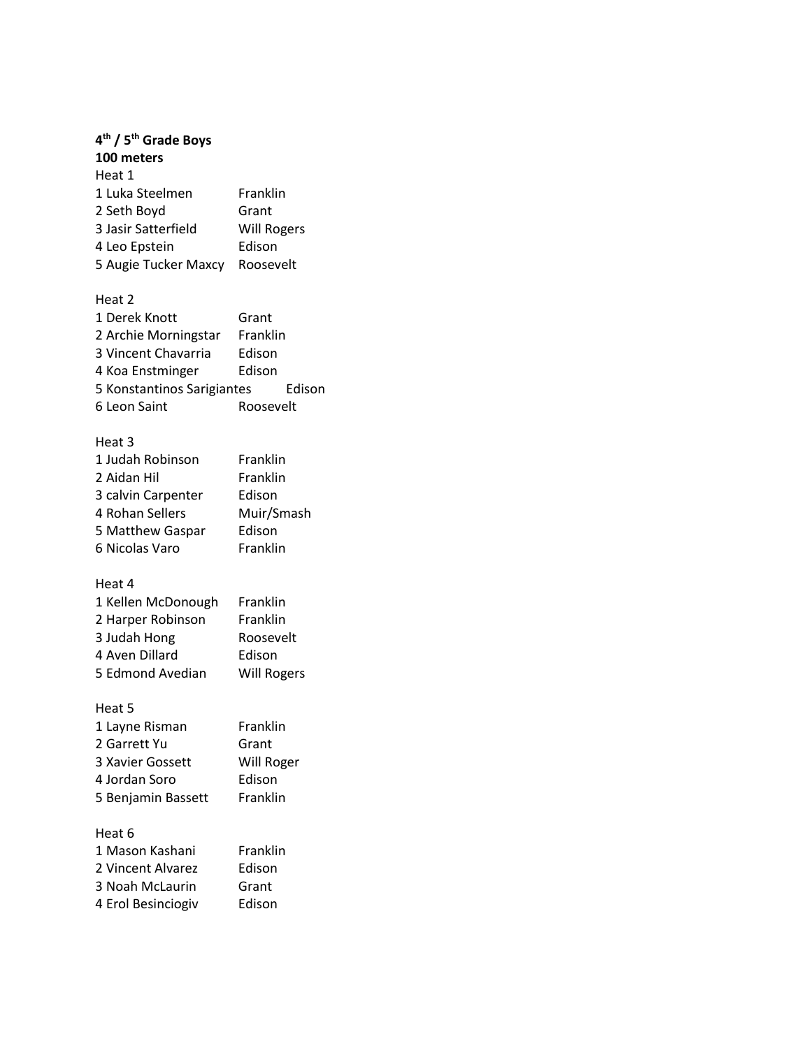**4th / 5th Grade Boys**
**100 meters**

Heat 1

| | |
|---|---|
| 1 Luka Steelmen | Franklin |
| 2 Seth Boyd | Grant |
| 3 Jasir Satterfield | Will Rogers |
| 4 Leo Epstein | Edison |
| 5 Augie Tucker Maxcy | Roosevelt |

Heat 2

| | |
|---|---|
| 1 Derek Knott | Grant |
| 2 Archie Morningstar | Franklin |
| 3 Vincent Chavarria | Edison |
| 4 Koa Enstminger | Edison |
| 5 Konstantinos Sarigiantes | Edison |
| 6 Leon Saint | Roosevelt |

Heat 3

| | |
|---|---|
| 1 Judah Robinson | Franklin |
| 2 Aidan Hil | Franklin |
| 3 calvin Carpenter | Edison |
| 4 Rohan Sellers | Muir/Smash |
| 5 Matthew Gaspar | Edison |
| 6 Nicolas Varo | Franklin |

Heat 4

| | |
|---|---|
| 1 Kellen McDonough | Franklin |
| 2 Harper Robinson | Franklin |
| 3 Judah Hong | Roosevelt |
| 4 Aven Dillard | Edison |
| 5 Edmond Avedian | Will Rogers |

Heat 5

| | |
|---|---|
| 1 Layne Risman | Franklin |
| 2 Garrett Yu | Grant |
| 3 Xavier Gossett | Will Roger |
| 4 Jordan Soro | Edison |
| 5 Benjamin Bassett | Franklin |

Heat 6

| | |
|---|---|
| 1 Mason Kashani | Franklin |
| 2 Vincent Alvarez | Edison |
| 3 Noah McLaurin | Grant |
| 4 Erol Besinciogiv | Edison |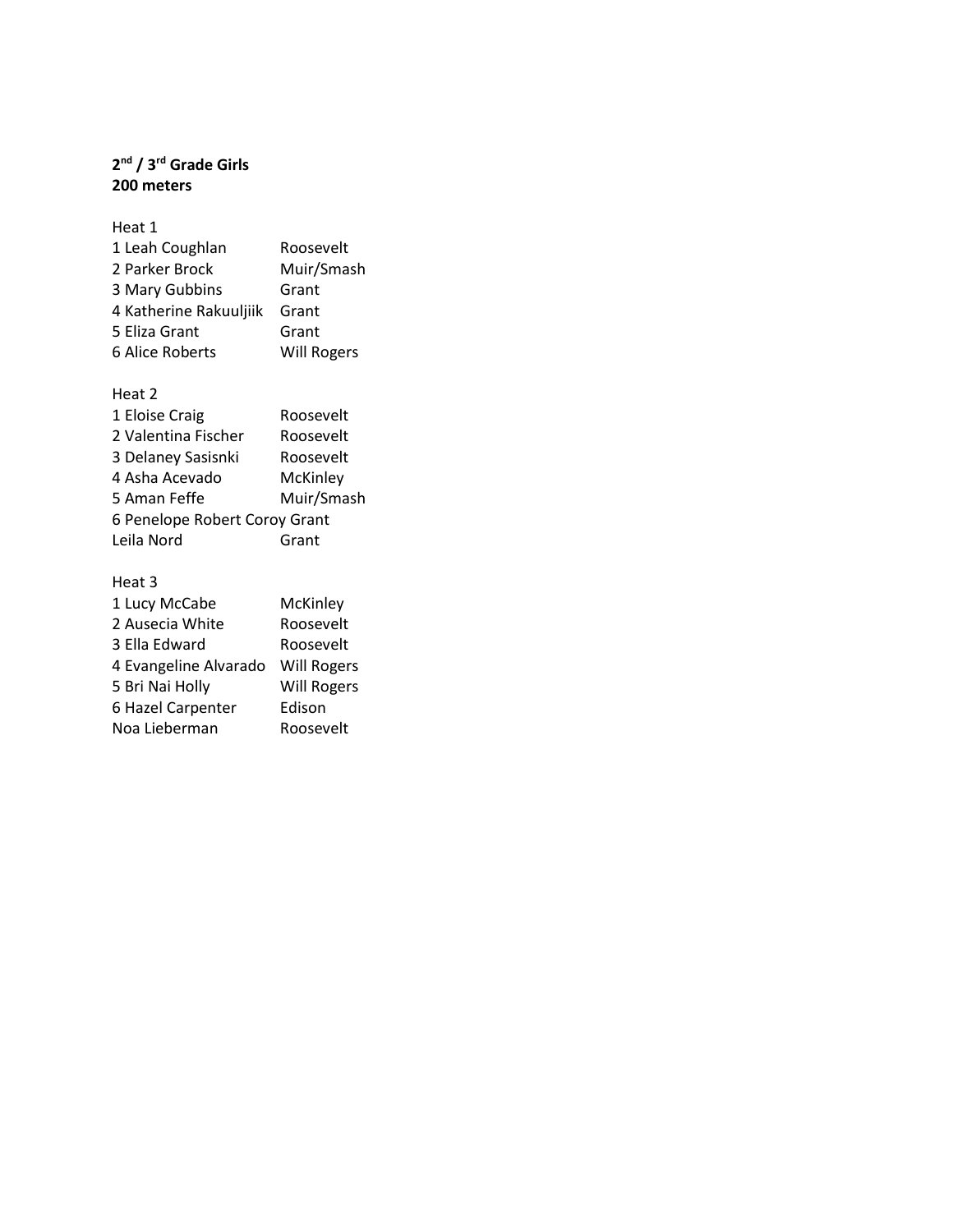**2nd / 3rd Grade Girls**
**200 meters**

Heat 1

| | |
|---|---|
| 1 Leah Coughlan | Roosevelt |
| 2 Parker Brock | Muir/Smash |
| 3 Mary Gubbins | Grant |
| 4 Katherine Rakuuljiik | Grant |
| 5 Eliza Grant | Grant |
| 6 Alice Roberts | Will Rogers |

Heat 2

| | |
|---|---|
| 1 Eloise Craig | Roosevelt |
| 2 Valentina Fischer | Roosevelt |
| 3 Delaney Sasisnki | Roosevelt |
| 4 Asha Acevado | McKinley |
| 5 Aman Feffe | Muir/Smash |
| 6 Penelope Robert Coroy | Grant |
| Leila Nord | Grant |

Heat 3

| | |
|---|---|
| 1 Lucy McCabe | McKinley |
| 2 Ausecia White | Roosevelt |
| 3 Ella Edward | Roosevelt |
| 4 Evangeline Alvarado | Will Rogers |
| 5 Bri Nai Holly | Will Rogers |
| 6 Hazel Carpenter | Edison |
| Noa Lieberman | Roosevelt |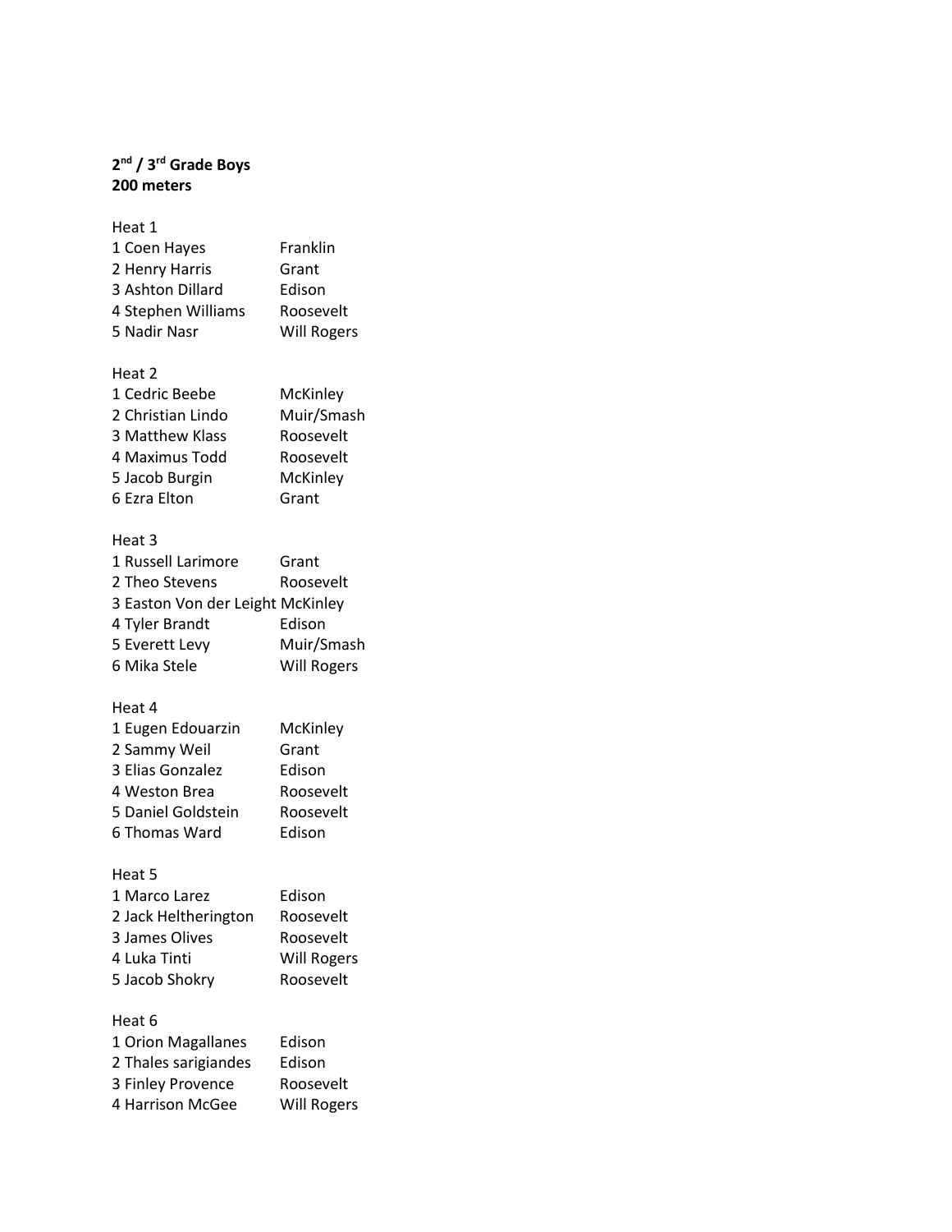**2nd / 3rd Grade Boys**
**200 meters**

Heat 1

| | |
|---|---|
| 1 Coen Hayes | Franklin |
| 2 Henry Harris | Grant |
| 3 Ashton Dillard | Edison |
| 4 Stephen Williams | Roosevelt |
| 5 Nadir Nasr | Will Rogers |

Heat 2

| | |
|---|---|
| 1 Cedric Beebe | McKinley |
| 2 Christian Lindo | Muir/Smash |
| 3 Matthew Klass | Roosevelt |
| 4 Maximus Todd | Roosevelt |
| 5 Jacob Burgin | McKinley |
| 6 Ezra Elton | Grant |

Heat 3

| | |
|---|---|
| 1 Russell Larimore | Grant |
| 2 Theo Stevens | Roosevelt |
| 3 Easton Von der Leight | McKinley |
| 4 Tyler Brandt | Edison |
| 5 Everett Levy | Muir/Smash |
| 6 Mika Stele | Will Rogers |

Heat 4

| | |
|---|---|
| 1 Eugen Edouarzin | McKinley |
| 2 Sammy Weil | Grant |
| 3 Elias Gonzalez | Edison |
| 4 Weston Brea | Roosevelt |
| 5 Daniel Goldstein | Roosevelt |
| 6 Thomas Ward | Edison |

Heat 5

| | |
|---|---|
| 1 Marco Larez | Edison |
| 2 Jack Heltherington | Roosevelt |
| 3 James Olives | Roosevelt |
| 4 Luka Tinti | Will Rogers |
| 5 Jacob Shokry | Roosevelt |

Heat 6

| | |
|---|---|
| 1 Orion Magallanes | Edison |
| 2 Thales sarigiandes | Edison |
| 3 Finley Provence | Roosevelt |
| 4 Harrison McGee | Will Rogers |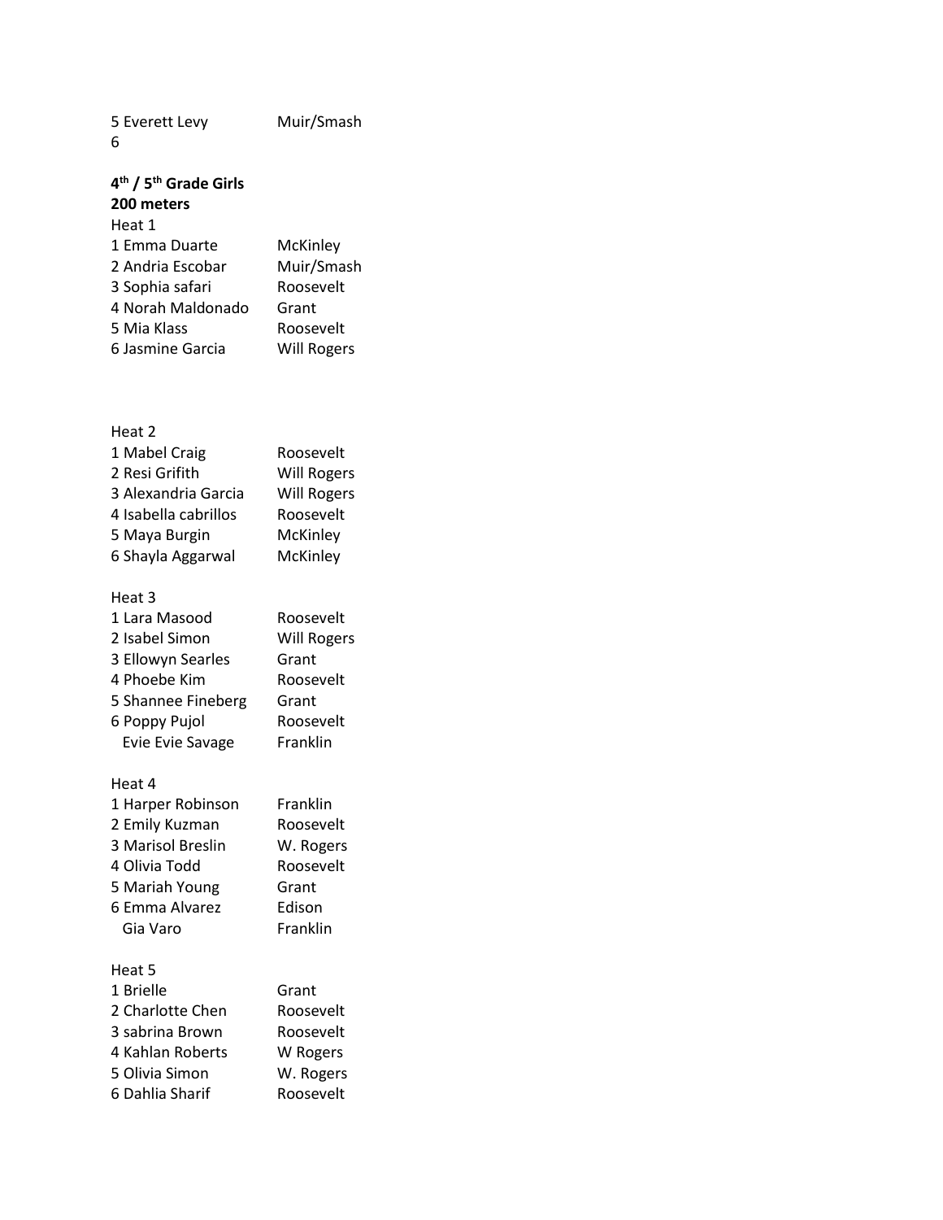5 Everett Levy Muir/Smash
6

**4th / 5th Grade Girls**
**200 meters**

Heat 1

| | |
|---|---|
| 1 Emma Duarte | McKinley |
| 2 Andria Escobar | Muir/Smash |
| 3 Sophia safari | Roosevelt |
| 4 Norah Maldonado | Grant |
| 5 Mia Klass | Roosevelt |
| 6 Jasmine Garcia | Will Rogers |

Heat 2

| | |
|---|---|
| 1 Mabel Craig | Roosevelt |
| 2 Resi Grifith | Will Rogers |
| 3 Alexandria Garcia | Will Rogers |
| 4 Isabella cabrillos | Roosevelt |
| 5 Maya Burgin | McKinley |
| 6 Shayla Aggarwal | McKinley |

Heat 3

| | |
|---|---|
| 1 Lara Masood | Roosevelt |
| 2 Isabel Simon | Will Rogers |
| 3 Ellowyn Searles | Grant |
| 4 Phoebe Kim | Roosevelt |
| 5 Shannee Fineberg | Grant |
| 6 Poppy Pujol | Roosevelt |
| Evie Evie Savage | Franklin |

Heat 4

| | |
|---|---|
| 1 Harper Robinson | Franklin |
| 2 Emily Kuzman | Roosevelt |
| 3 Marisol Breslin | W. Rogers |
| 4 Olivia Todd | Roosevelt |
| 5 Mariah Young | Grant |
| 6 Emma Alvarez | Edison |
| Gia Varo | Franklin |

Heat 5

| | |
|---|---|
| 1 Brielle | Grant |
| 2 Charlotte Chen | Roosevelt |
| 3 sabrina Brown | Roosevelt |
| 4 Kahlan Roberts | W Rogers |
| 5 Olivia Simon | W. Rogers |
| 6 Dahlia Sharif | Roosevelt |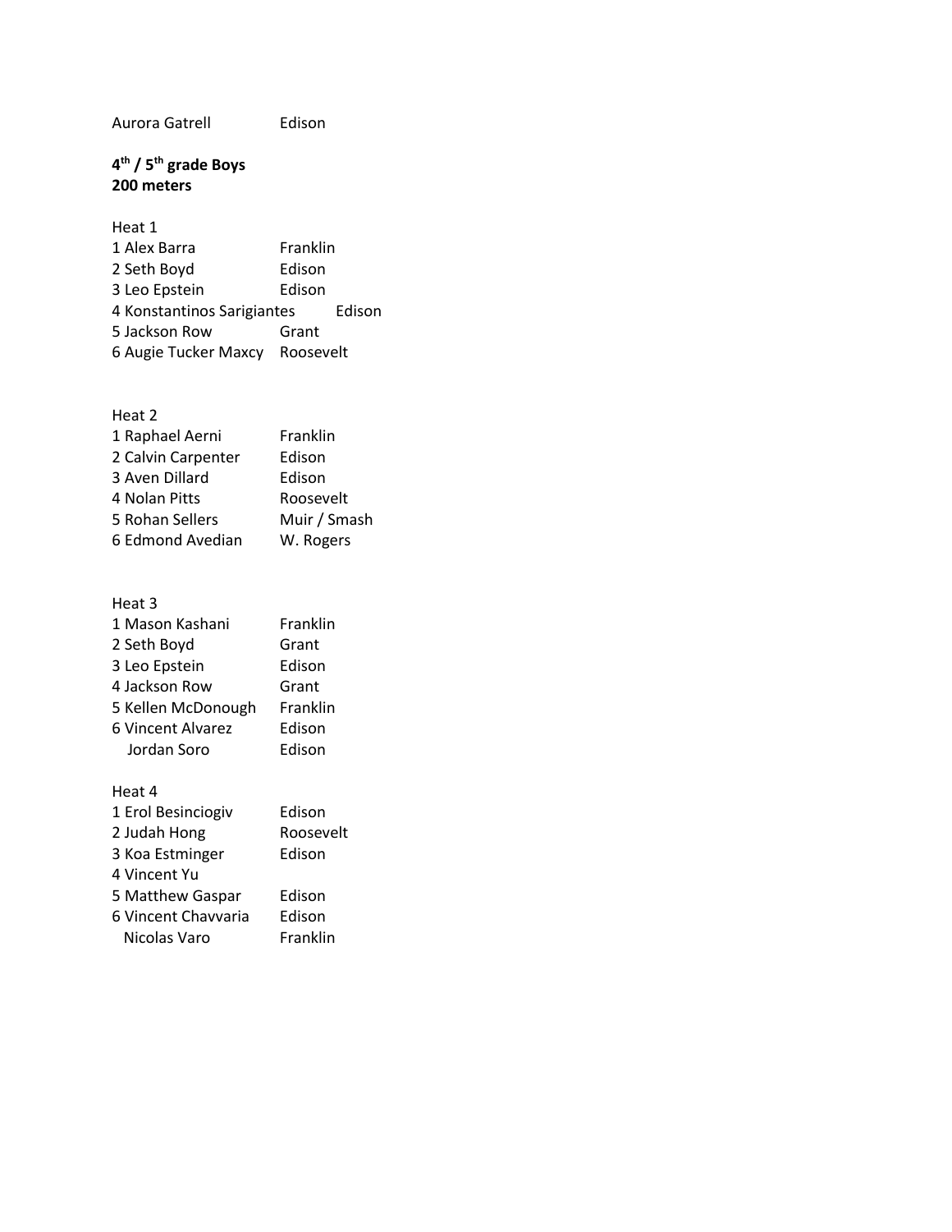Aurora Gatrell Edison

**4th / 5th grade Boys**
**200 meters**

Heat 1

1 Alex Barra Franklin
2 Seth Boyd Edison
3 Leo Epstein Edison
4 Konstantinos Sarigiantes Edison
5 Jackson Row Grant
6 Augie Tucker Maxcy Roosevelt

Heat 2

1 Raphael Aerni Franklin
2 Calvin Carpenter Edison
3 Aven Dillard Edison
4 Nolan Pitts Roosevelt
5 Rohan Sellers Muir / Smash
6 Edmond Avedian W. Rogers

Heat 3

1 Mason Kashani Franklin
2 Seth Boyd Grant
3 Leo Epstein Edison
4 Jackson Row Grant
5 Kellen McDonough Franklin
6 Vincent Alvarez Edison
Jordan Soro Edison

Heat 4

1 Erol Besinciogiv Edison
2 Judah Hong Roosevelt
3 Koa Estminger Edison
4 Vincent Yu
5 Matthew Gaspar Edison
6 Vincent Chavvaria Edison
Nicolas Varo Franklin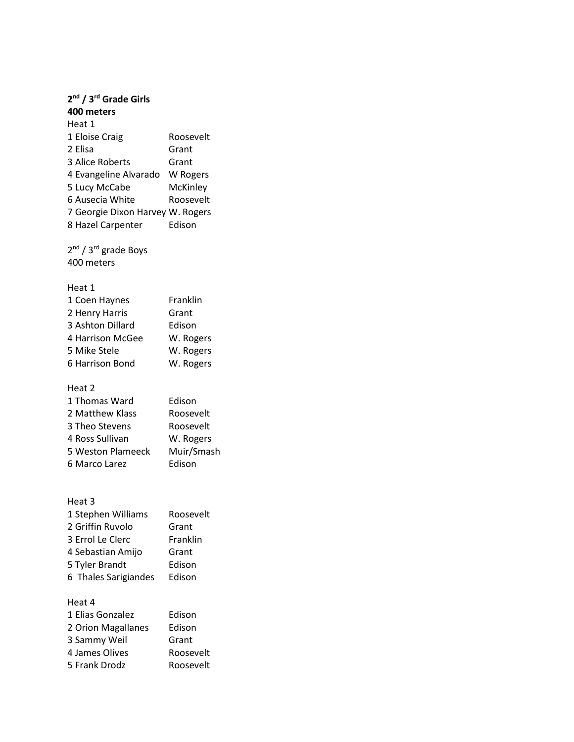**2nd / 3rd Grade Girls**
**400 meters**

Heat 1

| | |
|---|---|
| 1 Eloise Craig | Roosevelt |
| 2 Elisa | Grant |
| 3 Alice Roberts | Grant |
| 4 Evangeline Alvarado | W Rogers |
| 5 Lucy McCabe | McKinley |
| 6 Ausecia White | Roosevelt |
| 7 Georgie Dixon Harvey | W. Rogers |
| 8 Hazel Carpenter | Edison |

2nd / 3rd grade Boys
400 meters

Heat 1

| | |
|---|---|
| 1 Coen Haynes | Franklin |
| 2 Henry Harris | Grant |
| 3 Ashton Dillard | Edison |
| 4 Harrison McGee | W. Rogers |
| 5 Mike Stele | W. Rogers |
| 6 Harrison Bond | W. Rogers |

Heat 2

| | |
|---|---|
| 1 Thomas Ward | Edison |
| 2 Matthew Klass | Roosevelt |
| 3 Theo Stevens | Roosevelt |
| 4 Ross Sullivan | W. Rogers |
| 5 Weston Plameeck | Muir/Smash |
| 6 Marco Larez | Edison |

Heat 3

| | |
|---|---|
| 1 Stephen Williams | Roosevelt |
| 2 Griffin Ruvolo | Grant |
| 3 Errol Le Clerc | Franklin |
| 4 Sebastian Amijo | Grant |
| 5 Tyler Brandt | Edison |
| 6 Thales Sarigiandes | Edison |

Heat 4

| | |
|---|---|
| 1 Elias Gonzalez | Edison |
| 2 Orion Magallanes | Edison |
| 3 Sammy Weil | Grant |
| 4 James Olives | Roosevelt |
| 5 Frank Drodz | Roosevelt |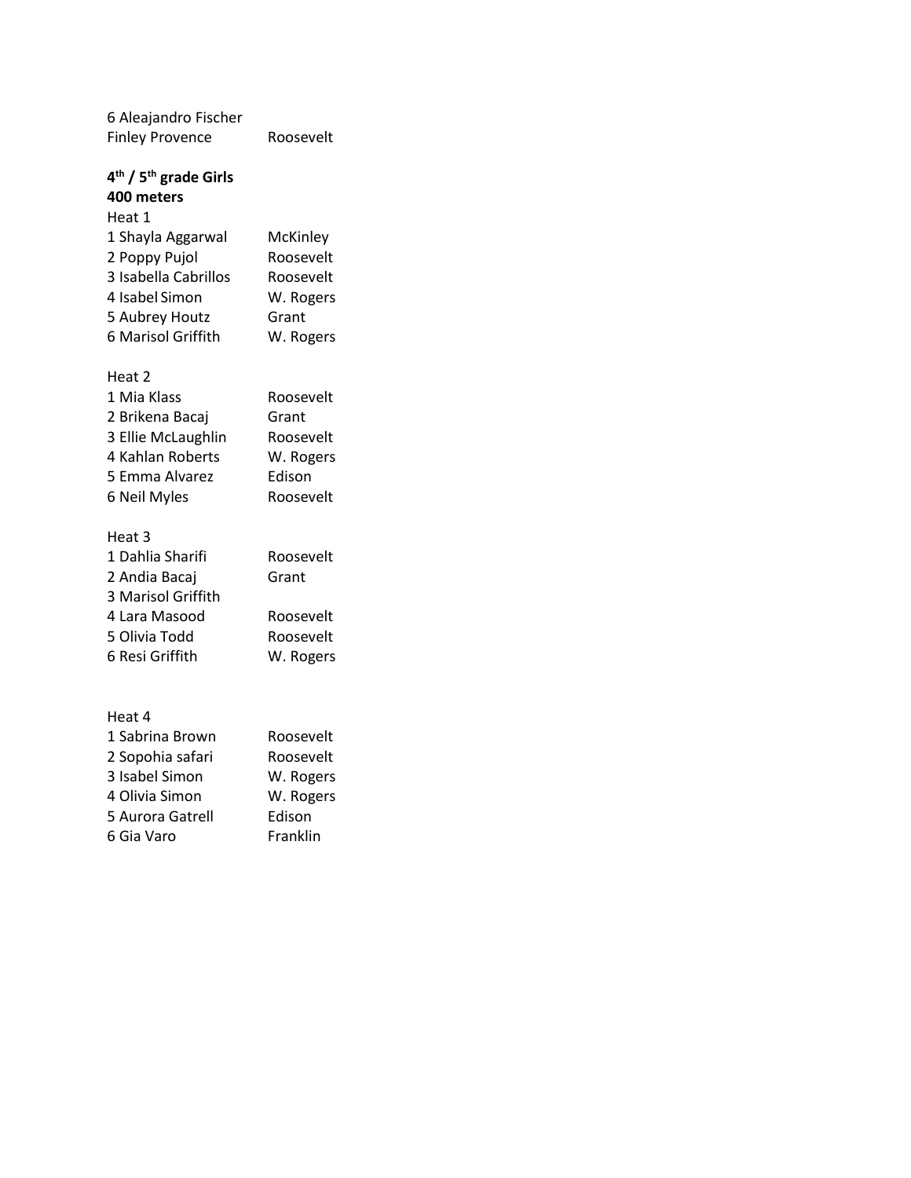| | |
|---|---|
| 6 Aleajandro Fischer | |
| Finley Provence | Roosevelt |

**4th / 5th grade Girls**
**400 meters**

Heat 1

| | |
|---|---|
| 1 Shayla Aggarwal | McKinley |
| 2 Poppy Pujol | Roosevelt |
| 3 Isabella Cabrillos | Roosevelt |
| 4 Isabel Simon | W. Rogers |
| 5 Aubrey Houtz | Grant |
| 6 Marisol Griffith | W. Rogers |

Heat 2

| | |
|---|---|
| 1 Mia Klass | Roosevelt |
| 2 Brikena Bacaj | Grant |
| 3 Ellie McLaughlin | Roosevelt |
| 4 Kahlan Roberts | W. Rogers |
| 5 Emma Alvarez | Edison |
| 6 Neil Myles | Roosevelt |

Heat 3

| | |
|---|---|
| 1 Dahlia Sharifi | Roosevelt |
| 2 Andia Bacaj | Grant |
| 3 Marisol Griffith | |
| 4 Lara Masood | Roosevelt |
| 5 Olivia Todd | Roosevelt |
| 6 Resi Griffith | W. Rogers |

Heat 4

| | |
|---|---|
| 1 Sabrina Brown | Roosevelt |
| 2 Sopohia safari | Roosevelt |
| 3 Isabel Simon | W. Rogers |
| 4 Olivia Simon | W. Rogers |
| 5 Aurora Gatrell | Edison |
| 6 Gia Varo | Franklin |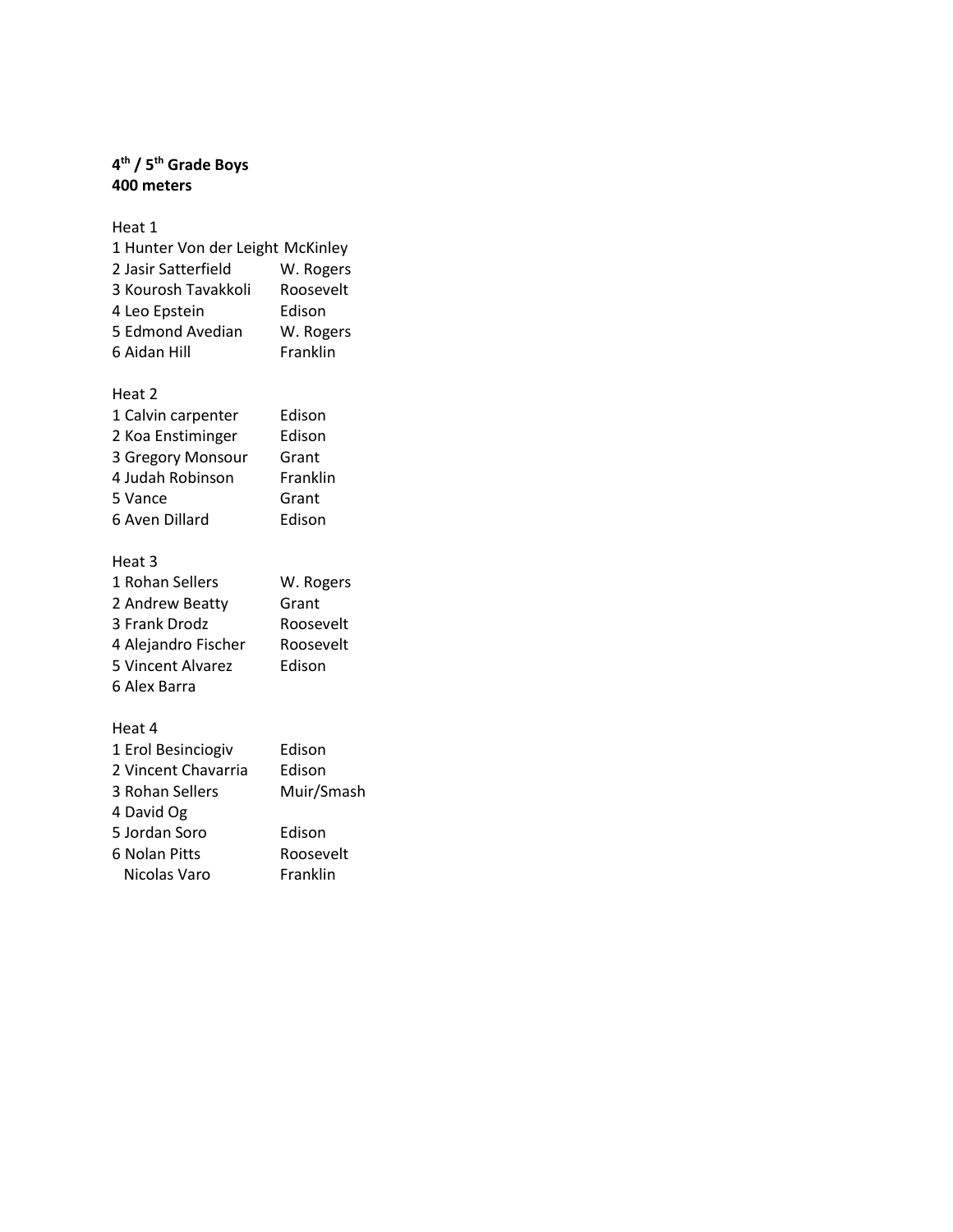**4th / 5th Grade Boys**
**400 meters**

Heat 1

| | Name | School |
|---|---|---|
| 1 | Hunter Von der Leight | McKinley |
| 2 | Jasir Satterfield | W. Rogers |
| 3 | Kourosh Tavakkoli | Roosevelt |
| 4 | Leo Epstein | Edison |
| 5 | Edmond Avedian | W. Rogers |
| 6 | Aidan Hill | Franklin |

Heat 2

| | Name | School |
|---|---|---|
| 1 | Calvin carpenter | Edison |
| 2 | Koa Enstiminger | Edison |
| 3 | Gregory Monsour | Grant |
| 4 | Judah Robinson | Franklin |
| 5 | Vance | Grant |
| 6 | Aven Dillard | Edison |

Heat 3

| | Name | School |
|---|---|---|
| 1 | Rohan Sellers | W. Rogers |
| 2 | Andrew Beatty | Grant |
| 3 | Frank Drodz | Roosevelt |
| 4 | Alejandro Fischer | Roosevelt |
| 5 | Vincent Alvarez | Edison |
| 6 | Alex Barra | |

Heat 4

| | Name | School |
|---|---|---|
| 1 | Erol Besinciogiv | Edison |
| 2 | Vincent Chavarria | Edison |
| 3 | Rohan Sellers | Muir/Smash |
| 4 | David Og | |
| 5 | Jordan Soro | Edison |
| 6 | Nolan Pitts | Roosevelt |
| | Nicolas Varo | Franklin |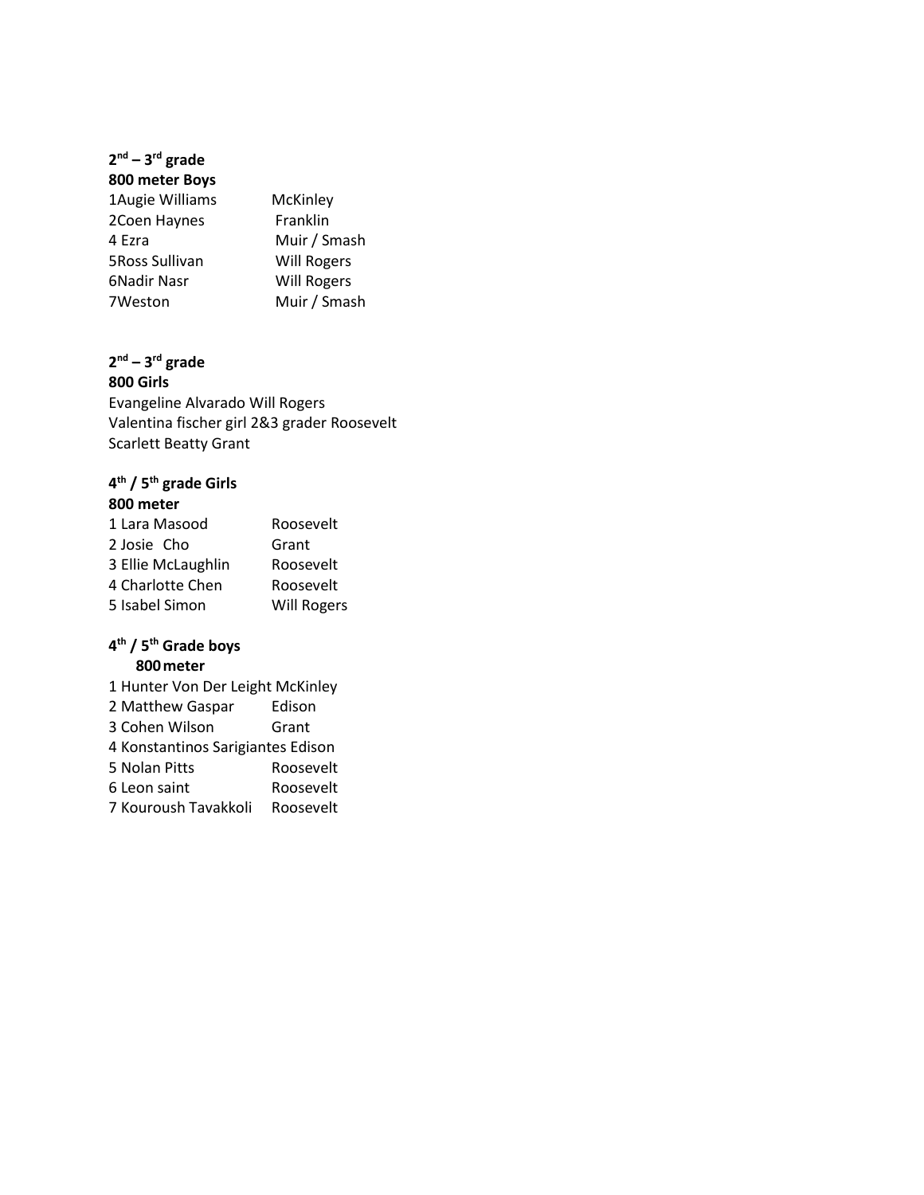**2nd – 3rd grade**
**800 meter Boys**

| | |
|---|---|
| 1Augie Williams | McKinley |
| 2Coen Haynes | Franklin |
| 4 Ezra | Muir / Smash |
| 5Ross Sullivan | Will Rogers |
| 6Nadir Nasr | Will Rogers |
| 7Weston | Muir / Smash |

**2nd – 3rd grade**
**800 Girls**

Evangeline Alvarado Will Rogers
Valentina fischer girl 2&3 grader Roosevelt
Scarlett Beatty Grant

**4th / 5th grade Girls**
**800 meter**

| | |
|---|---|
| 1 Lara Masood | Roosevelt |
| 2 Josie Cho | Grant |
| 3 Ellie McLaughlin | Roosevelt |
| 4 Charlotte Chen | Roosevelt |
| 5 Isabel Simon | Will Rogers |

**4th / 5th Grade boys**
**800 meter**

| | |
|---|---|
| 1 Hunter Von Der Leight | McKinley |
| 2 Matthew Gaspar | Edison |
| 3 Cohen Wilson | Grant |
| 4 Konstantinos Sarigiantes | Edison |
| 5 Nolan Pitts | Roosevelt |
| 6 Leon saint | Roosevelt |
| 7 Kouroush Tavakkoli | Roosevelt |